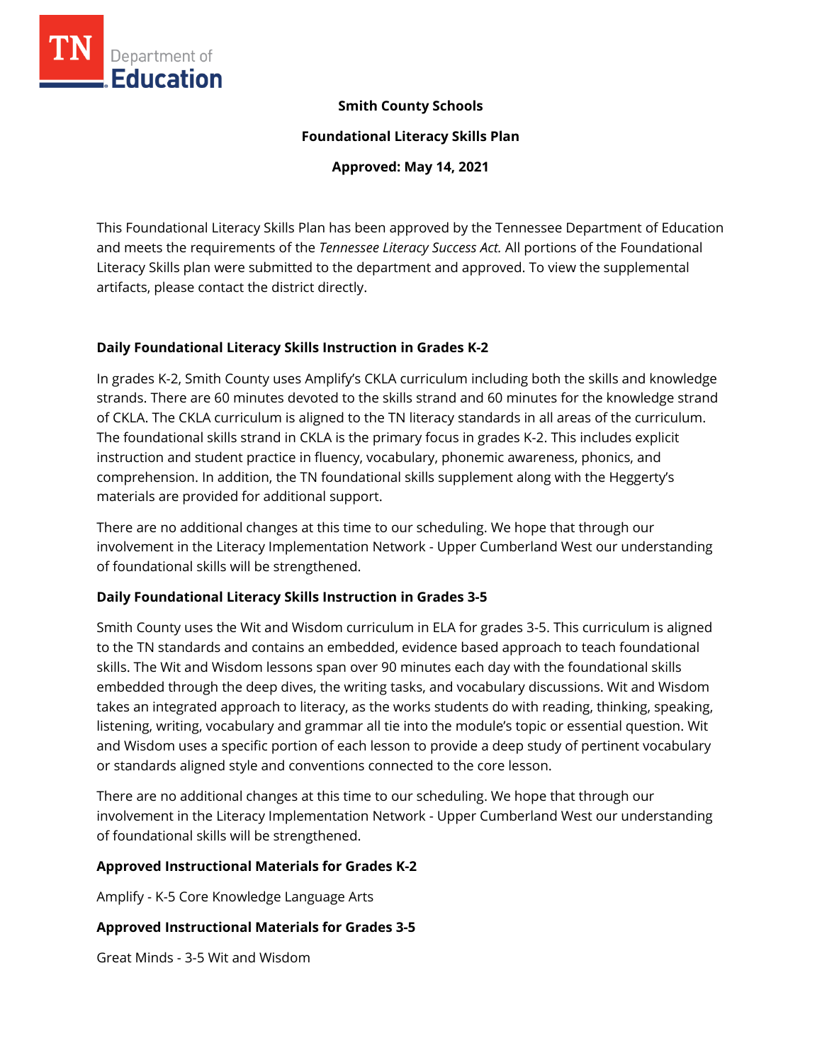**Smith County Schools**

**Foundational Literacy Skills Plan**

**Approved: May 14, 2021**

This Foundational Literacy Skills Plan has been approved by the Tennessee Department of Education and meets the requirements of the *Tennessee Literacy Success Act.* All portions of the Foundational Literacy Skills plan were submitted to the department and approved. To view the supplemental artifacts, please contact the district directly.

## Daily Foundational Literacy Skills Instruction in Grades K-2

In grades K-2, Smith County uses Amplify's CKLA curriculum including both the skills and knowledge strands. There are 60 minutes devoted to the skills strand and 60 minutes for the knowledge strand of CKLA. The CKLA curriculum is aligned to the TN literacy standards in all areas of the curriculum. The foundational skills strand in CKLA is the primary focus in grades K-2. This includes explicit instruction and student practice in fluency, vocabulary, phonemic awareness, phonics, and comprehension. In addition, the TN foundational skills supplement along with the Heggerty's materials are provided for additional support.

There are no additional changes at this time to our scheduling. We hope that through our involvement in the Literacy Implementation Network - Upper Cumberland West our understanding of foundational skills will be strengthened.

## Daily Foundational Literacy Skills Instruction in Grades 3-5

Smith County uses the Wit and Wisdom curriculum in ELA for grades 3-5. This curriculum is aligned to the TN standards and contains an embedded, evidence based approach to teach foundational skills. The Wit and Wisdom lessons span over 90 minutes each day with the foundational skills embedded through the deep dives, the writing tasks, and vocabulary discussions. Wit and Wisdom takes an integrated approach to literacy, as the works students do with reading, thinking, speaking, listening, writing, vocabulary and grammar all tie into the module's topic or essential question. Wit and Wisdom uses a specific portion of each lesson to provide a deep study of pertinent vocabulary or standards aligned style and conventions connected to the core lesson.

There are no additional changes at this time to our scheduling. We hope that through our involvement in the Literacy Implementation Network - Upper Cumberland West our understanding of foundational skills will be strengthened.

## Approved Instructional Materials for Grades K-2

Amplify - K-5 Core Knowledge Language Arts

## Approved Instructional Materials for Grades 3-5

Great Minds - 3-5 Wit and Wisdom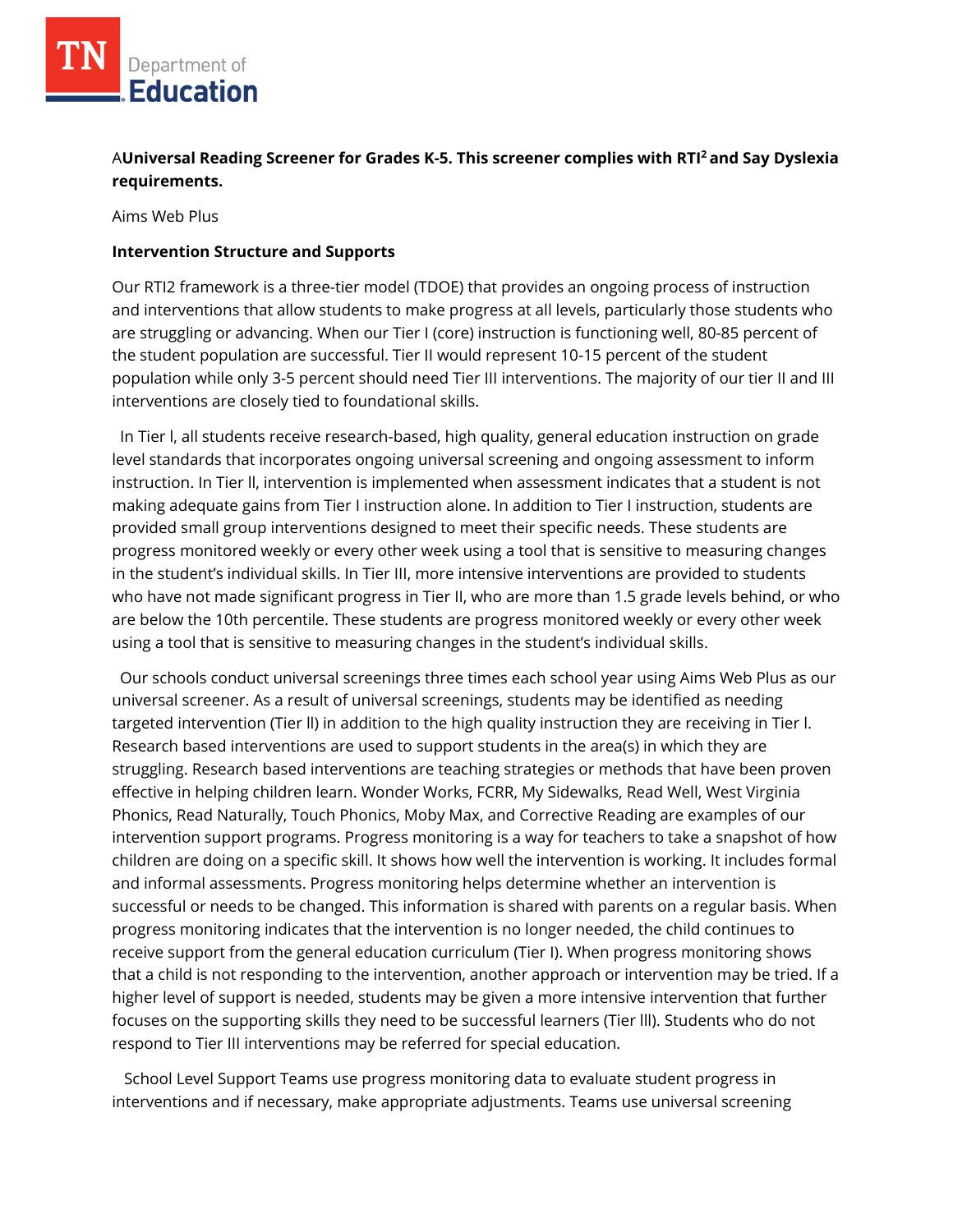**A Universal Reading Screener for Grades K-5. This screener complies with RTI$^2$ and Say Dyslexia requirements.**

Aims Web Plus

**Intervention Structure and Supports**

Our RTI2 framework is a three-tier model (TDOE) that provides an ongoing process of instruction and interventions that allow students to make progress at all levels, particularly those students who are struggling or advancing. When our Tier I (core) instruction is functioning well, 80-85 percent of the student population are successful. Tier II would represent 10-15 percent of the student population while only 3-5 percent should need Tier III interventions. The majority of our tier II and III interventions are closely tied to foundational skills.

In Tier l, all students receive research-based, high quality, general education instruction on grade level standards that incorporates ongoing universal screening and ongoing assessment to inform instruction. In Tier ll, intervention is implemented when assessment indicates that a student is not making adequate gains from Tier I instruction alone. In addition to Tier I instruction, students are provided small group interventions designed to meet their specific needs. These students are progress monitored weekly or every other week using a tool that is sensitive to measuring changes in the student's individual skills. In Tier III, more intensive interventions are provided to students who have not made significant progress in Tier II, who are more than 1.5 grade levels behind, or who are below the 10th percentile. These students are progress monitored weekly or every other week using a tool that is sensitive to measuring changes in the student's individual skills.

Our schools conduct universal screenings three times each school year using Aims Web Plus as our universal screener. As a result of universal screenings, students may be identified as needing targeted intervention (Tier ll) in addition to the high quality instruction they are receiving in Tier l. Research based interventions are used to support students in the area(s) in which they are struggling. Research based interventions are teaching strategies or methods that have been proven effective in helping children learn. Wonder Works, FCRR, My Sidewalks, Read Well, West Virginia Phonics, Read Naturally, Touch Phonics, Moby Max, and Corrective Reading are examples of our intervention support programs. Progress monitoring is a way for teachers to take a snapshot of how children are doing on a specific skill. It shows how well the intervention is working. It includes formal and informal assessments. Progress monitoring helps determine whether an intervention is successful or needs to be changed. This information is shared with parents on a regular basis. When progress monitoring indicates that the intervention is no longer needed, the child continues to receive support from the general education curriculum (Tier l). When progress monitoring shows that a child is not responding to the intervention, another approach or intervention may be tried. If a higher level of support is needed, students may be given a more intensive intervention that further focuses on the supporting skills they need to be successful learners (Tier lll). Students who do not respond to Tier III interventions may be referred for special education.

School Level Support Teams use progress monitoring data to evaluate student progress in interventions and if necessary, make appropriate adjustments. Teams use universal screening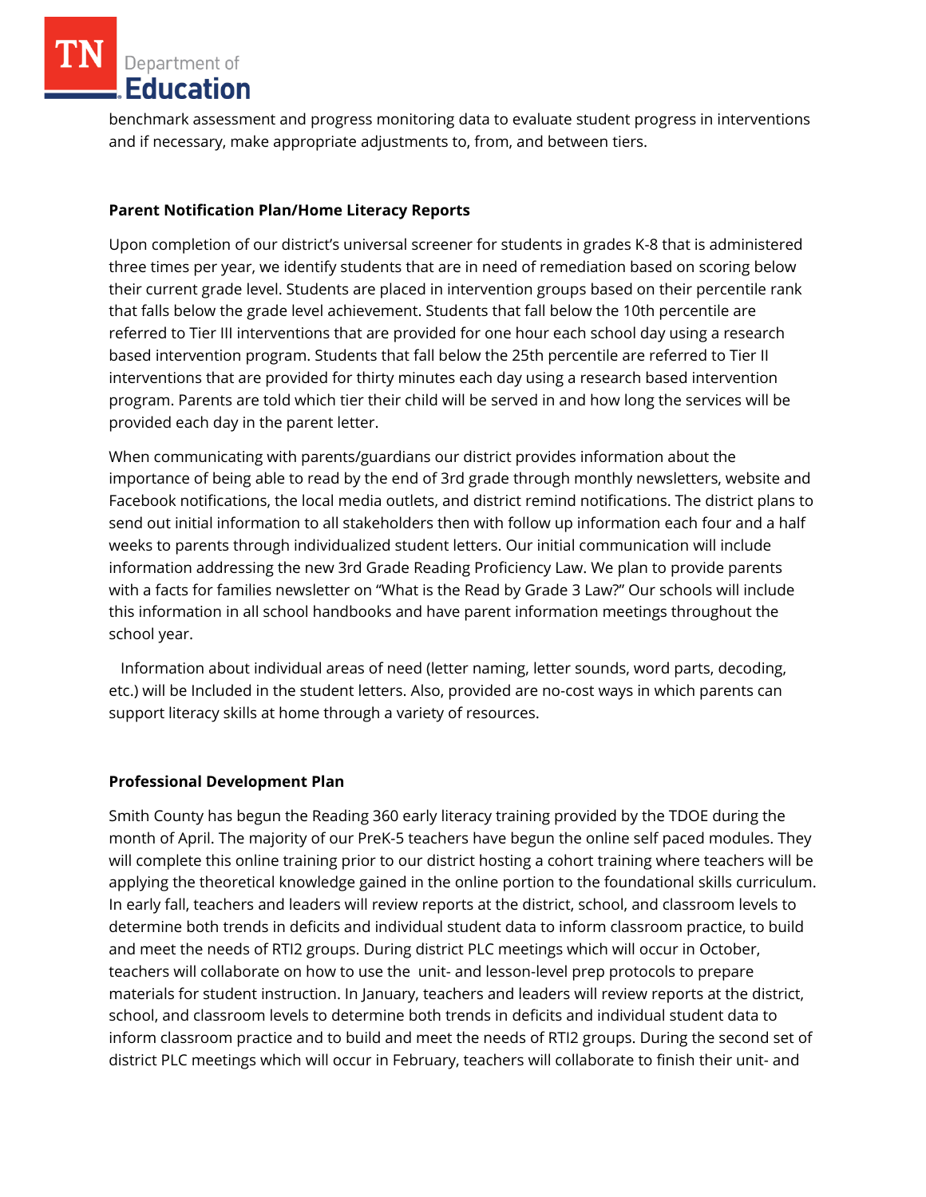benchmark assessment and progress monitoring data to evaluate student progress in interventions and if necessary, make appropriate adjustments to, from, and between tiers.

**Parent Notification Plan/Home Literacy Reports**

Upon completion of our district's universal screener for students in grades K-8 that is administered three times per year, we identify students that are in need of remediation based on scoring below their current grade level. Students are placed in intervention groups based on their percentile rank that falls below the grade level achievement. Students that fall below the 10th percentile are referred to Tier III interventions that are provided for one hour each school day using a research based intervention program. Students that fall below the 25th percentile are referred to Tier II interventions that are provided for thirty minutes each day using a research based intervention program. Parents are told which tier their child will be served in and how long the services will be provided each day in the parent letter.

When communicating with parents/guardians our district provides information about the importance of being able to read by the end of 3rd grade through monthly newsletters, website and Facebook notifications, the local media outlets, and district remind notifications. The district plans to send out initial information to all stakeholders then with follow up information each four and a half weeks to parents through individualized student letters. Our initial communication will include information addressing the new 3rd Grade Reading Proficiency Law. We plan to provide parents with a facts for families newsletter on "What is the Read by Grade 3 Law?" Our schools will include this information in all school handbooks and have parent information meetings throughout the school year.

Information about individual areas of need (letter naming, letter sounds, word parts, decoding, etc.) will be Included in the student letters. Also, provided are no-cost ways in which parents can support literacy skills at home through a variety of resources.

**Professional Development Plan**

Smith County has begun the Reading 360 early literacy training provided by the TDOE during the month of April. The majority of our PreK-5 teachers have begun the online self paced modules. They will complete this online training prior to our district hosting a cohort training where teachers will be applying the theoretical knowledge gained in the online portion to the foundational skills curriculum. In early fall, teachers and leaders will review reports at the district, school, and classroom levels to determine both trends in deficits and individual student data to inform classroom practice, to build and meet the needs of RTI2 groups. During district PLC meetings which will occur in October, teachers will collaborate on how to use the unit- and lesson-level prep protocols to prepare materials for student instruction. In January, teachers and leaders will review reports at the district, school, and classroom levels to determine both trends in deficits and individual student data to inform classroom practice and to build and meet the needs of RTI2 groups. During the second set of district PLC meetings which will occur in February, teachers will collaborate to finish their unit- and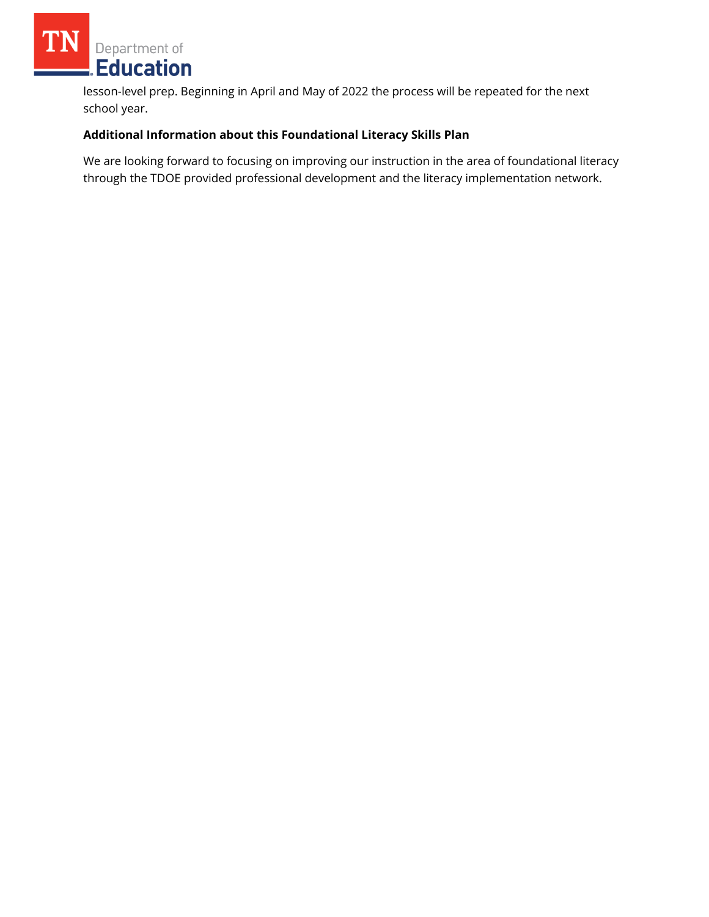lesson-level prep. Beginning in April and May of 2022 the process will be repeated for the next school year.

**Additional Information about this Foundational Literacy Skills Plan**

We are looking forward to focusing on improving our instruction in the area of foundational literacy through the TDOE provided professional development and the literacy implementation network.